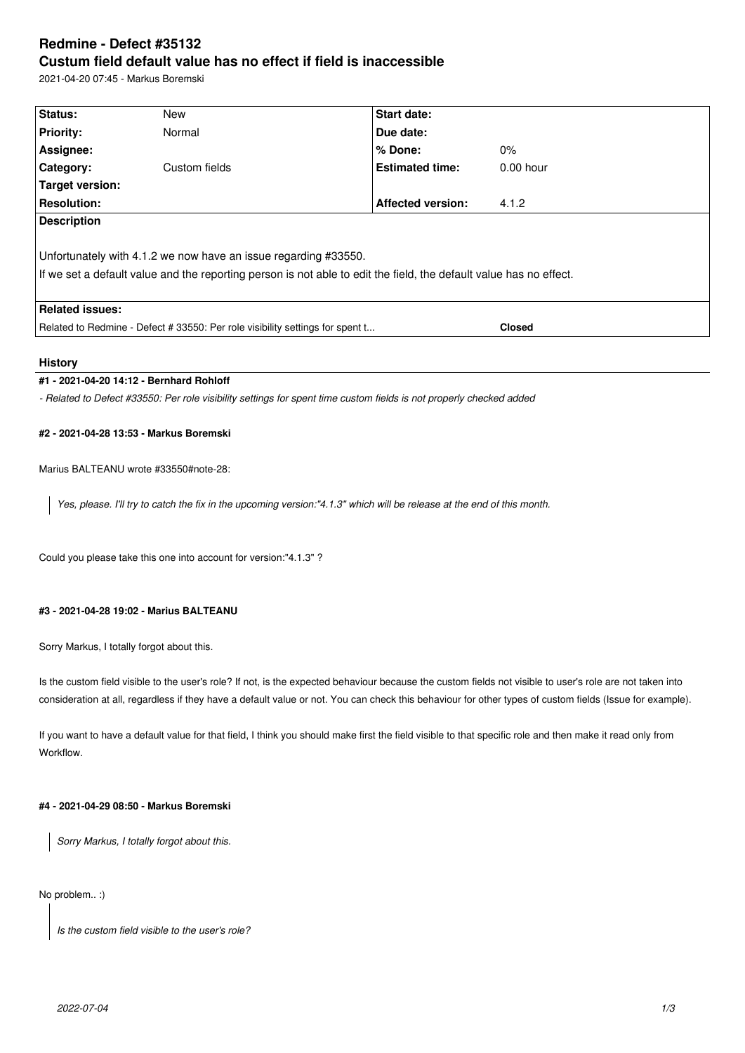# Redmine - Defect #35132

## Custum field default value has no effect if field is inaccessible

2021-04-20 07:45 - Markus Boremski

| Status: | New | Start date: | |
|---|---|---|---|
| Priority: | Normal | Due date: | |
| Assignee: | | % Done: | 0% |
| Category: | Custom fields | Estimated time: | 0.00 hour |
| Target version: | | | |
| Resolution: | | Affected version: | 4.1.2 |

**Description**

Unfortunately with 4.1.2 we now have an issue regarding #33550.

If we set a default value and the reporting person is not able to edit the field, the default value has no effect.

**Related issues:**

| Related to Redmine - Defect # 33550: Per role visibility settings for spent t... | Closed |
|---|---|

### History

#### #1 - 2021-04-20 14:12 - Bernhard Rohloff

*- Related to Defect #33550: Per role visibility settings for spent time custom fields is not properly checked added*

#### #2 - 2021-04-28 13:53 - Markus Boremski

Marius BALTEANU wrote #33550#note-28:

> *Yes, please. I'll try to catch the fix in the upcoming version:"4.1.3" which will be release at the end of this month.*

Could you please take this one into account for version:"4.1.3" ?

#### #3 - 2021-04-28 19:02 - Marius BALTEANU

Sorry Markus, I totally forgot about this.

Is the custom field visible to the user's role? If not, is the expected behaviour because the custom fields not visible to user's role are not taken into consideration at all, regardless if they have a default value or not. You can check this behaviour for other types of custom fields (Issue for example).

If you want to have a default value for that field, I think you should make first the field visible to that specific role and then make it read only from Workflow.

#### #4 - 2021-04-29 08:50 - Markus Boremski

> *Sorry Markus, I totally forgot about this.*

No problem.. :)

> *Is the custom field visible to the user's role?*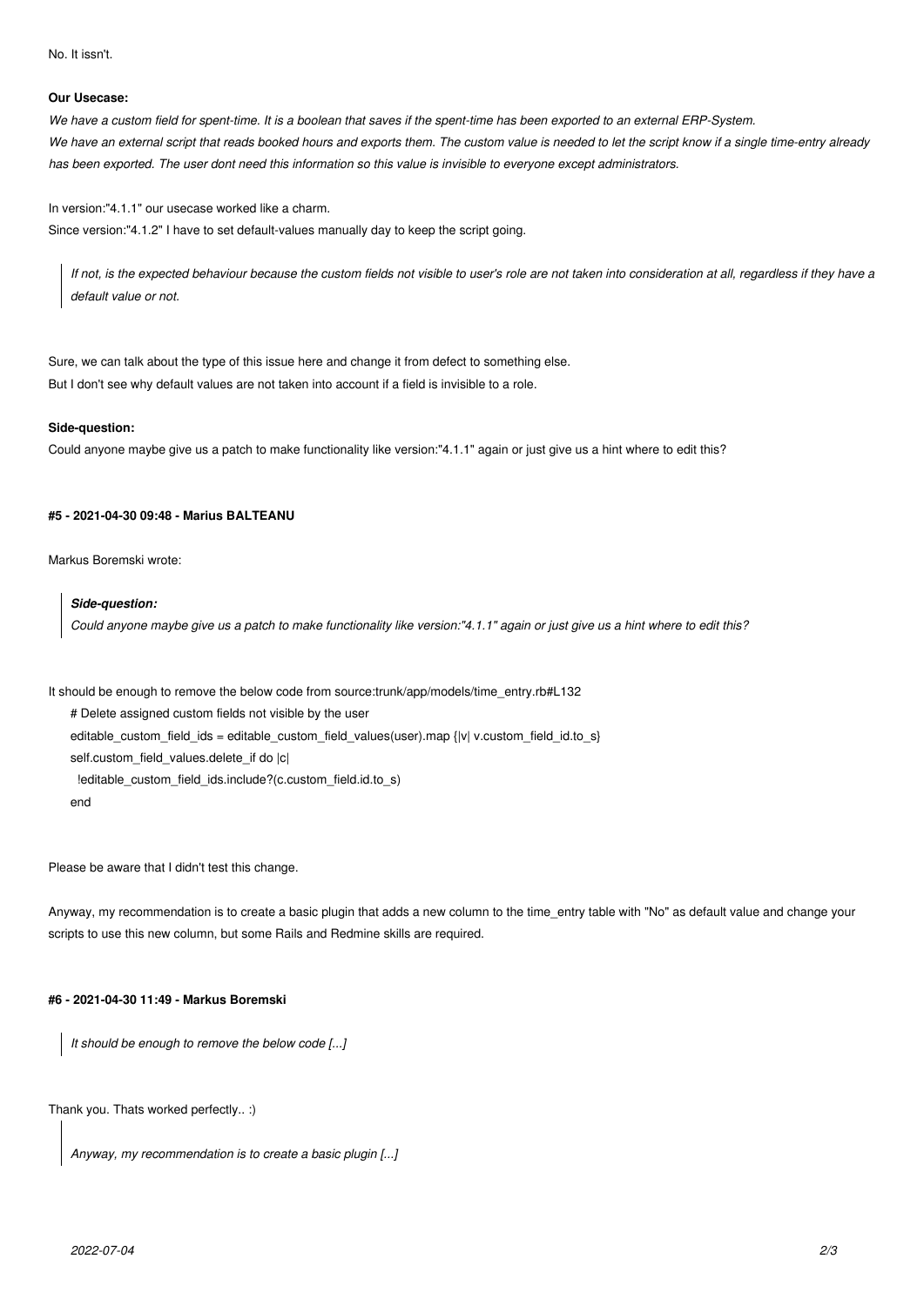No. It issn't.

**Our Usecase:**

*We have a custom field for spent-time. It is a boolean that saves if the spent-time has been exported to an external ERP-System.*
*We have an external script that reads booked hours and exports them. The custom value is needed to let the script know if a single time-entry already has been exported. The user dont need this information so this value is invisible to everyone except administrators.*

In version:"4.1.1" our usecase worked like a charm.
Since version:"4.1.2" I have to set default-values manually day to keep the script going.

> *If not, is the expected behaviour because the custom fields not visible to user's role are not taken into consideration at all, regardless if they have a default value or not.*

Sure, we can talk about the type of this issue here and change it from defect to something else.
But I don't see why default values are not taken into account if a field is invisible to a role.

**Side-question:**

Could anyone maybe give us a patch to make functionality like version:"4.1.1" again or just give us a hint where to edit this?

#### #5 - 2021-04-30 09:48 - Marius BALTEANU

Markus Boremski wrote:

> ***Side-question:***
> *Could anyone maybe give us a patch to make functionality like version:"4.1.1" again or just give us a hint where to edit this?*

It should be enough to remove the below code from source:trunk/app/models/time_entry.rb#L132

```
# Delete assigned custom fields not visible by the user
editable_custom_field_ids = editable_custom_field_values(user).map {|v| v.custom_field_id.to_s}
self.custom_field_values.delete_if do |c|
  !editable_custom_field_ids.include?(c.custom_field.id.to_s)
end
```

Please be aware that I didn't test this change.

Anyway, my recommendation is to create a basic plugin that adds a new column to the time_entry table with "No" as default value and change your scripts to use this new column, but some Rails and Redmine skills are required.

#### #6 - 2021-04-30 11:49 - Markus Boremski

> *It should be enough to remove the below code [...]*

Thank you. Thats worked perfectly.. :)

> *Anyway, my recommendation is to create a basic plugin [...]*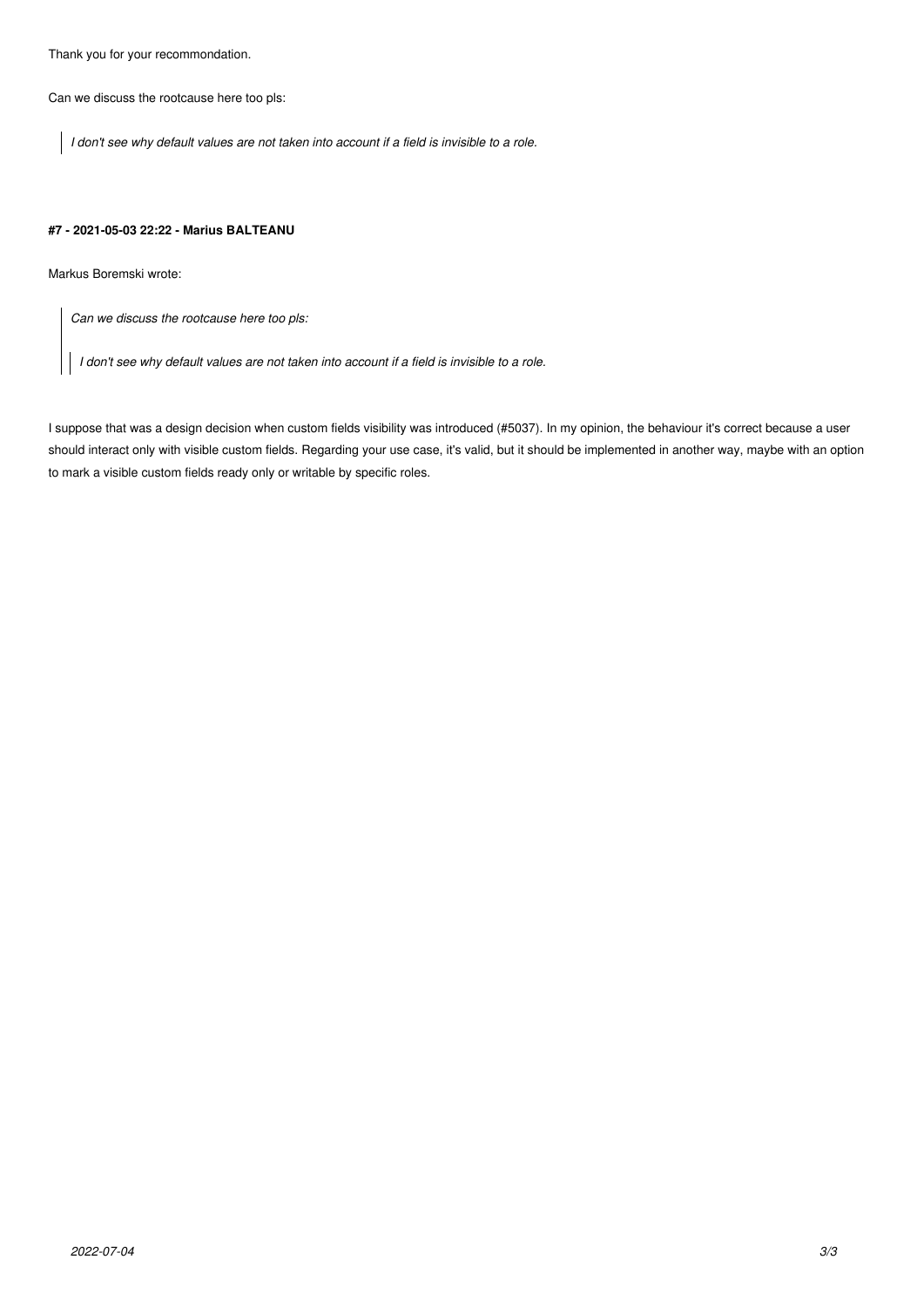Thank you for your recommondation.

Can we discuss the rootcause here too pls:

> *I don't see why default values are not taken into account if a field is invisible to a role.*

#### #7 - 2021-05-03 22:22 - Marius BALTEANU

Markus Boremski wrote:

> *Can we discuss the rootcause here too pls:*
>
>> *I don't see why default values are not taken into account if a field is invisible to a role.*

I suppose that was a design decision when custom fields visibility was introduced (#5037). In my opinion, the behaviour it's correct because a user should interact only with visible custom fields. Regarding your use case, it's valid, but it should be implemented in another way, maybe with an option to mark a visible custom fields ready only or writable by specific roles.